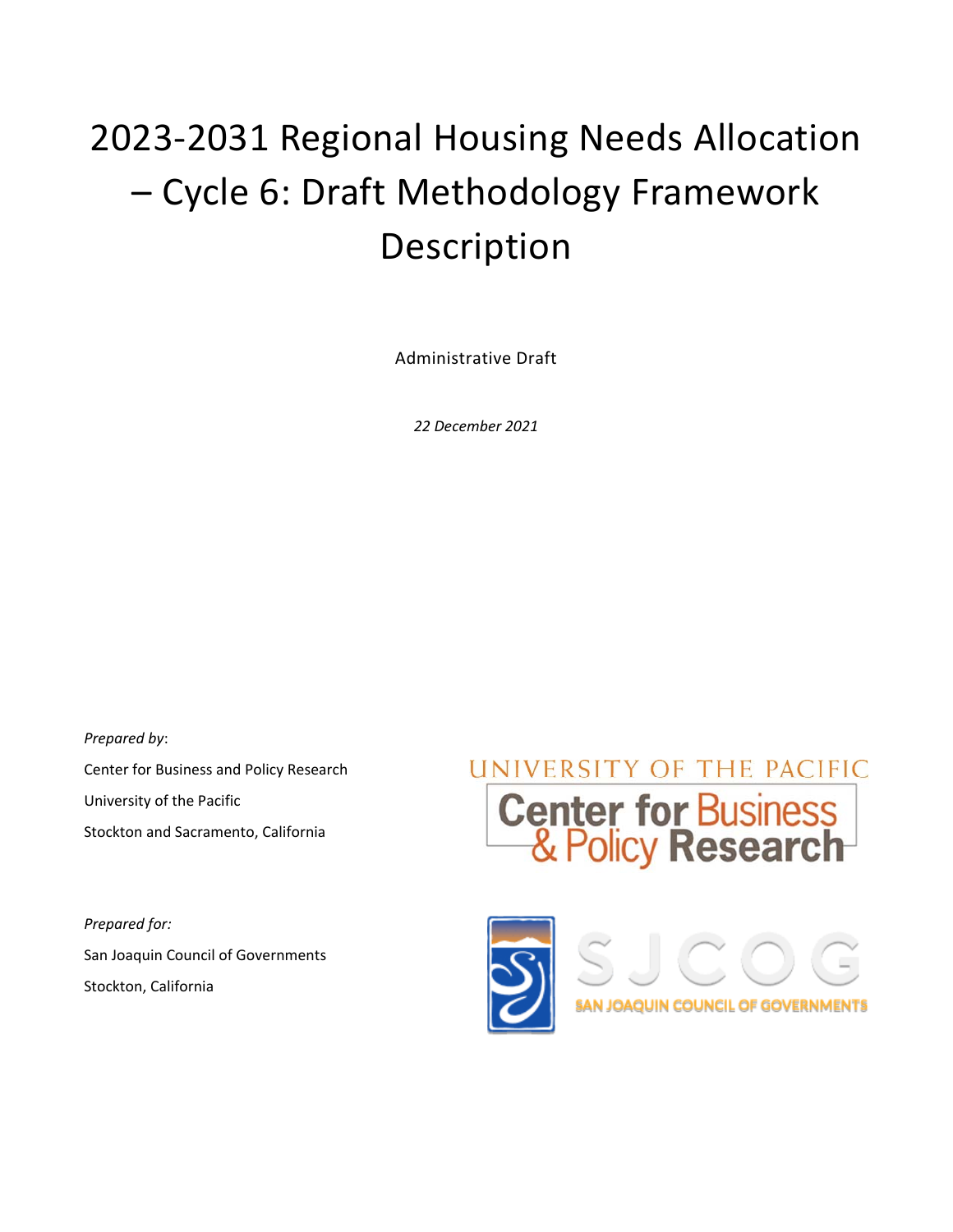# 2023-2031 Regional Housing Needs Allocation – Cycle 6: Draft Methodology Framework Description

Administrative Draft

*22 December 2021*

*Prepared by*:

Center for Business and Policy Research

University of the Pacific

Stockton and Sacramento, California

*Prepared for:*

San Joaquin Council of Governments

Stockton, California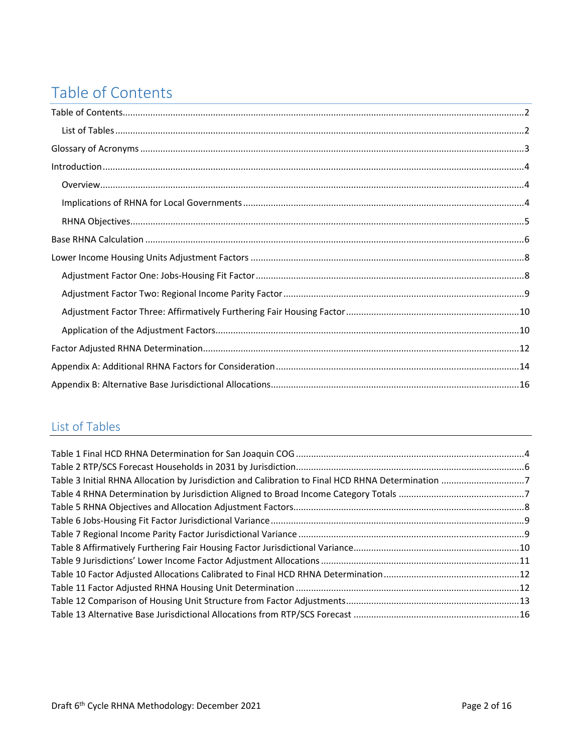# Table of Contents

Table of Contents ... 2

- List of Tables ... 2

Glossary of Acronyms ... 3

Introduction ... 4

- Overview ... 4
- Implications of RHNA for Local Governments ... 4
- RHNA Objectives ... 5

Base RHNA Calculation ... 6

Lower Income Housing Units Adjustment Factors ... 8

- Adjustment Factor One: Jobs-Housing Fit Factor ... 8
- Adjustment Factor Two: Regional Income Parity Factor ... 9
- Adjustment Factor Three: Affirmatively Furthering Fair Housing Factor ... 10
- Application of the Adjustment Factors ... 10

Factor Adjusted RHNA Determination ... 12

Appendix A: Additional RHNA Factors for Consideration ... 14

Appendix B: Alternative Base Jurisdictional Allocations ... 16

## List of Tables

Table 1 Final HCD RHNA Determination for San Joaquin COG ... 4

Table 2 RTP/SCS Forecast Households in 2031 by Jurisdiction ... 6

Table 3 Initial RHNA Allocation by Jurisdiction and Calibration to Final HCD RHNA Determination ... 7

Table 4 RHNA Determination by Jurisdiction Aligned to Broad Income Category Totals ... 7

Table 5 RHNA Objectives and Allocation Adjustment Factors ... 8

Table 6 Jobs-Housing Fit Factor Jurisdictional Variance ... 9

Table 7 Regional Income Parity Factor Jurisdictional Variance ... 9

Table 8 Affirmatively Furthering Fair Housing Factor Jurisdictional Variance ... 10

Table 9 Jurisdictions' Lower Income Factor Adjustment Allocations ... 11

Table 10 Factor Adjusted Allocations Calibrated to Final HCD RHNA Determination ... 12

Table 11 Factor Adjusted RHNA Housing Unit Determination ... 12

Table 12 Comparison of Housing Unit Structure from Factor Adjustments ... 13

Table 13 Alternative Base Jurisdictional Allocations from RTP/SCS Forecast ... 16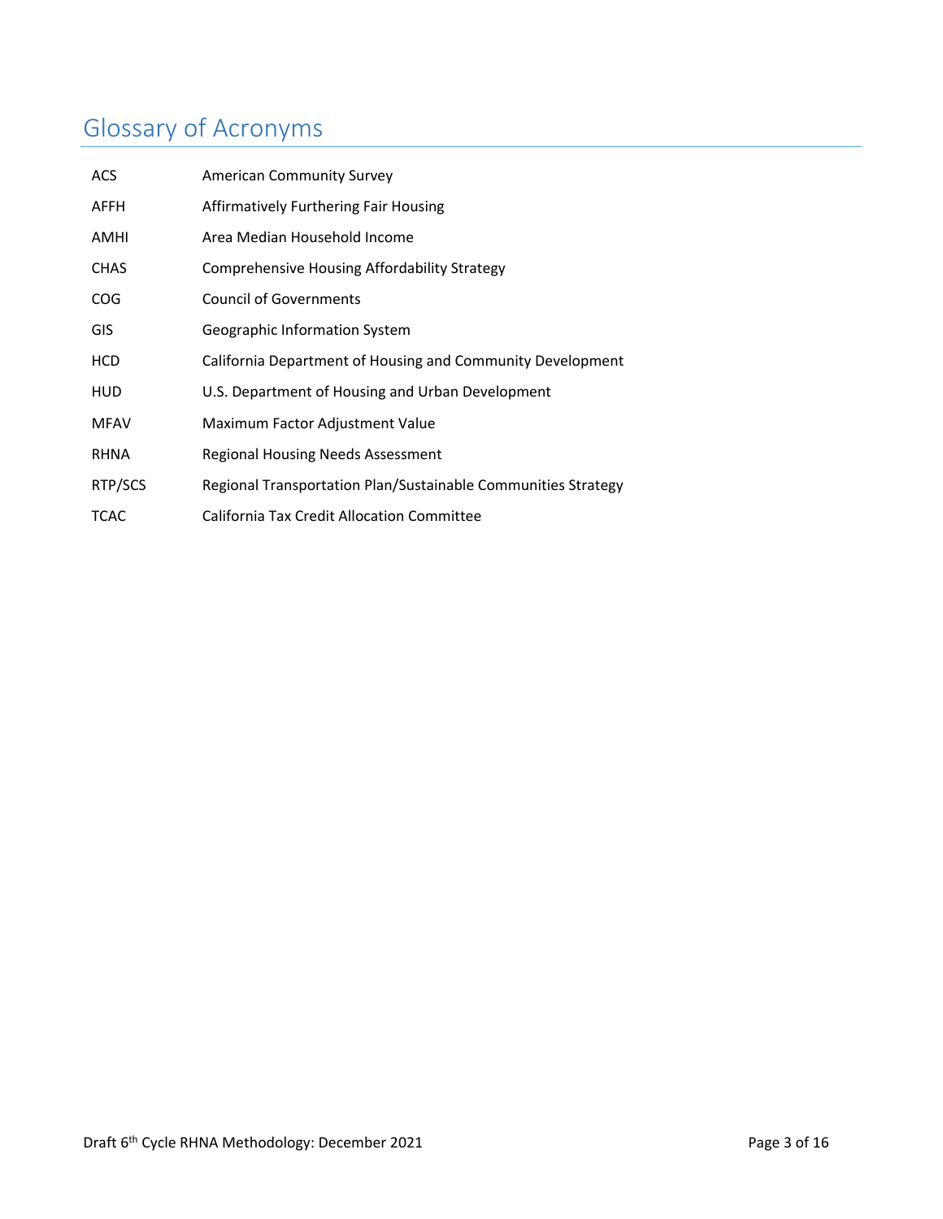# Glossary of Acronyms

| | |
|---|---|
| ACS | American Community Survey |
| AFFH | Affirmatively Furthering Fair Housing |
| AMHI | Area Median Household Income |
| CHAS | Comprehensive Housing Affordability Strategy |
| COG | Council of Governments |
| GIS | Geographic Information System |
| HCD | California Department of Housing and Community Development |
| HUD | U.S. Department of Housing and Urban Development |
| MFAV | Maximum Factor Adjustment Value |
| RHNA | Regional Housing Needs Assessment |
| RTP/SCS | Regional Transportation Plan/Sustainable Communities Strategy |
| TCAC | California Tax Credit Allocation Committee |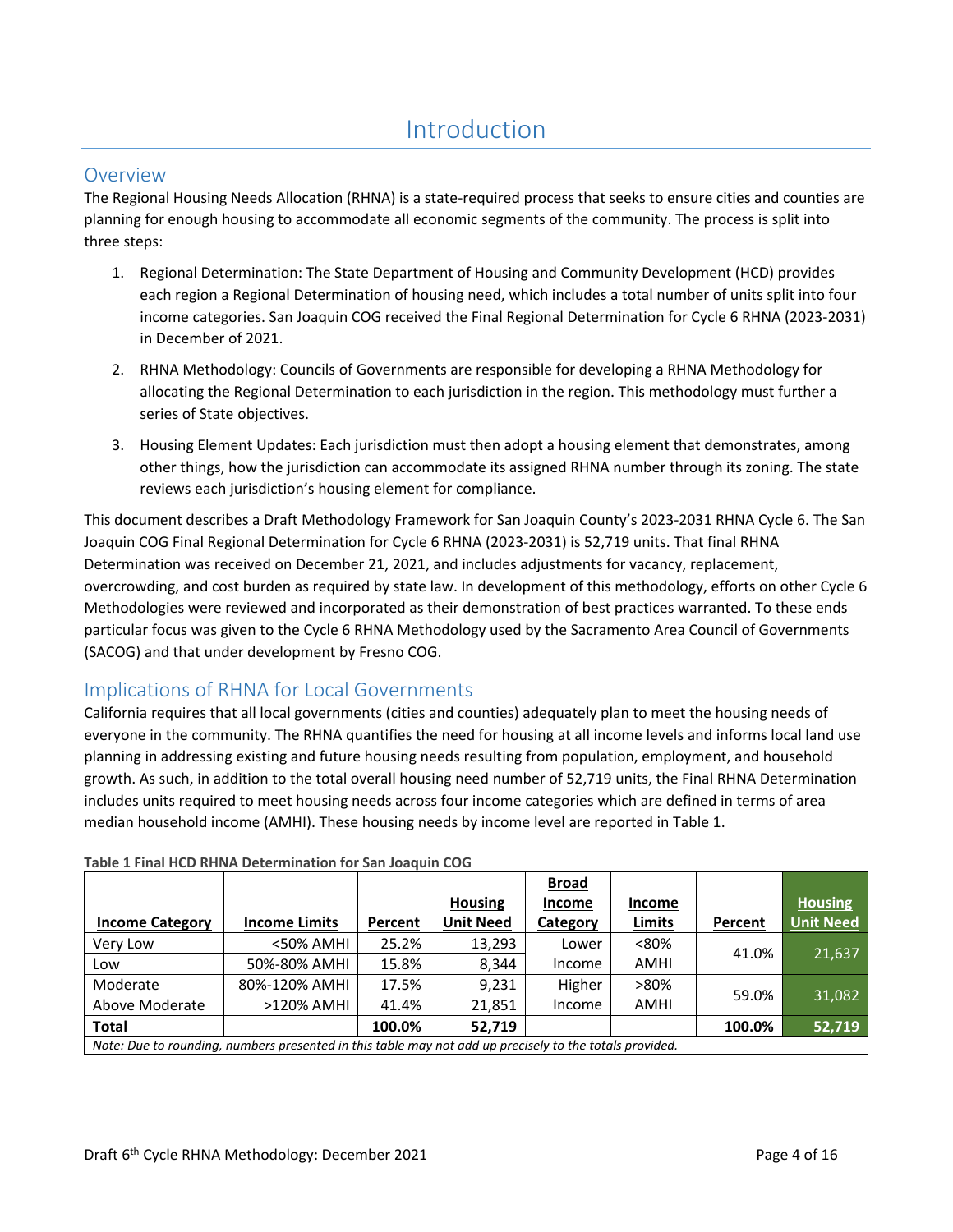# Introduction

## Overview

The Regional Housing Needs Allocation (RHNA) is a state-required process that seeks to ensure cities and counties are planning for enough housing to accommodate all economic segments of the community. The process is split into three steps:

1. Regional Determination: The State Department of Housing and Community Development (HCD) provides each region a Regional Determination of housing need, which includes a total number of units split into four income categories. San Joaquin COG received the Final Regional Determination for Cycle 6 RHNA (2023-2031) in December of 2021.

2. RHNA Methodology: Councils of Governments are responsible for developing a RHNA Methodology for allocating the Regional Determination to each jurisdiction in the region. This methodology must further a series of State objectives.

3. Housing Element Updates: Each jurisdiction must then adopt a housing element that demonstrates, among other things, how the jurisdiction can accommodate its assigned RHNA number through its zoning. The state reviews each jurisdiction's housing element for compliance.

This document describes a Draft Methodology Framework for San Joaquin County's 2023-2031 RHNA Cycle 6. The San Joaquin COG Final Regional Determination for Cycle 6 RHNA (2023-2031) is 52,719 units. That final RHNA Determination was received on December 21, 2021, and includes adjustments for vacancy, replacement, overcrowding, and cost burden as required by state law. In development of this methodology, efforts on other Cycle 6 Methodologies were reviewed and incorporated as their demonstration of best practices warranted. To these ends particular focus was given to the Cycle 6 RHNA Methodology used by the Sacramento Area Council of Governments (SACOG) and that under development by Fresno COG.

## Implications of RHNA for Local Governments

California requires that all local governments (cities and counties) adequately plan to meet the housing needs of everyone in the community. The RHNA quantifies the need for housing at all income levels and informs local land use planning in addressing existing and future housing needs resulting from population, employment, and household growth. As such, in addition to the total overall housing need number of 52,719 units, the Final RHNA Determination includes units required to meet housing needs across four income categories which are defined in terms of area median household income (AMHI). These housing needs by income level are reported in Table 1.

**Table 1 Final HCD RHNA Determination for San Joaquin COG**

| Income Category | Income Limits | Percent | Housing Unit Need | Broad Income Category | Income Limits | Percent | Housing Unit Need |
|---|---|---|---|---|---|---|---|
| Very Low | <50% AMHI | 25.2% | 13,293 | Lower Income | <80% AMHI | 41.0% | 21,637 |
| Low | 50%-80% AMHI | 15.8% | 8,344 | | | | |
| Moderate | 80%-120% AMHI | 17.5% | 9,231 | Higher Income | >80% AMHI | 59.0% | 31,082 |
| Above Moderate | >120% AMHI | 41.4% | 21,851 | | | | |
| **Total** | | **100.0%** | **52,719** | | | **100.0%** | **52,719** |

*Note: Due to rounding, numbers presented in this table may not add up precisely to the totals provided.*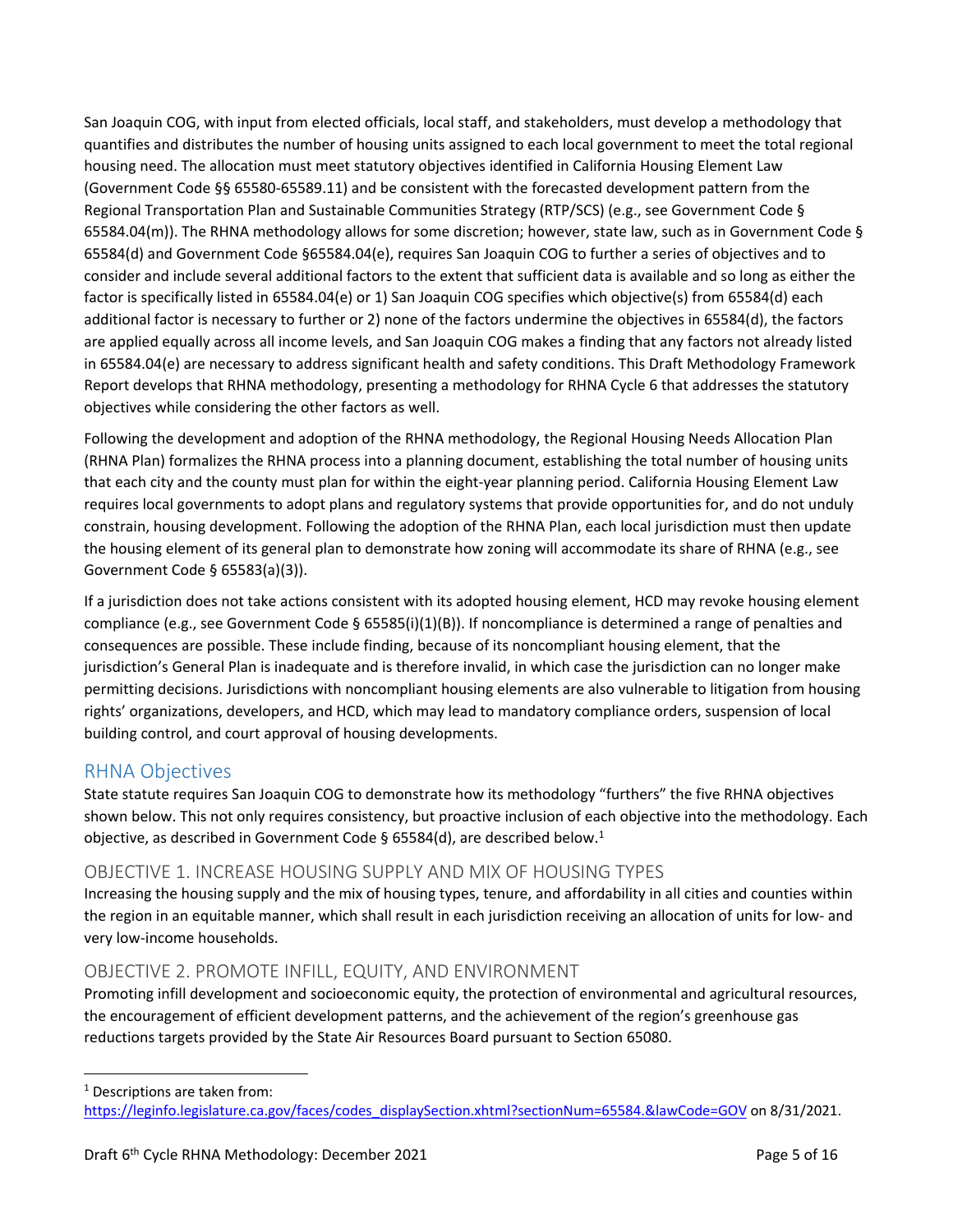San Joaquin COG, with input from elected officials, local staff, and stakeholders, must develop a methodology that quantifies and distributes the number of housing units assigned to each local government to meet the total regional housing need. The allocation must meet statutory objectives identified in California Housing Element Law (Government Code §§ 65580-65589.11) and be consistent with the forecasted development pattern from the Regional Transportation Plan and Sustainable Communities Strategy (RTP/SCS) (e.g., see Government Code § 65584.04(m)). The RHNA methodology allows for some discretion; however, state law, such as in Government Code § 65584(d) and Government Code §65584.04(e), requires San Joaquin COG to further a series of objectives and to consider and include several additional factors to the extent that sufficient data is available and so long as either the factor is specifically listed in 65584.04(e) or 1) San Joaquin COG specifies which objective(s) from 65584(d) each additional factor is necessary to further or 2) none of the factors undermine the objectives in 65584(d), the factors are applied equally across all income levels, and San Joaquin COG makes a finding that any factors not already listed in 65584.04(e) are necessary to address significant health and safety conditions. This Draft Methodology Framework Report develops that RHNA methodology, presenting a methodology for RHNA Cycle 6 that addresses the statutory objectives while considering the other factors as well.

Following the development and adoption of the RHNA methodology, the Regional Housing Needs Allocation Plan (RHNA Plan) formalizes the RHNA process into a planning document, establishing the total number of housing units that each city and the county must plan for within the eight-year planning period. California Housing Element Law requires local governments to adopt plans and regulatory systems that provide opportunities for, and do not unduly constrain, housing development. Following the adoption of the RHNA Plan, each local jurisdiction must then update the housing element of its general plan to demonstrate how zoning will accommodate its share of RHNA (e.g., see Government Code § 65583(a)(3)).

If a jurisdiction does not take actions consistent with its adopted housing element, HCD may revoke housing element compliance (e.g., see Government Code § 65585(i)(1)(B)). If noncompliance is determined a range of penalties and consequences are possible. These include finding, because of its noncompliant housing element, that the jurisdiction's General Plan is inadequate and is therefore invalid, in which case the jurisdiction can no longer make permitting decisions. Jurisdictions with noncompliant housing elements are also vulnerable to litigation from housing rights' organizations, developers, and HCD, which may lead to mandatory compliance orders, suspension of local building control, and court approval of housing developments.

## RHNA Objectives

State statute requires San Joaquin COG to demonstrate how its methodology "furthers" the five RHNA objectives shown below. This not only requires consistency, but proactive inclusion of each objective into the methodology. Each objective, as described in Government Code § 65584(d), are described below.[1]

### OBJECTIVE 1. INCREASE HOUSING SUPPLY AND MIX OF HOUSING TYPES

Increasing the housing supply and the mix of housing types, tenure, and affordability in all cities and counties within the region in an equitable manner, which shall result in each jurisdiction receiving an allocation of units for low- and very low-income households.

### OBJECTIVE 2. PROMOTE INFILL, EQUITY, AND ENVIRONMENT

Promoting infill development and socioeconomic equity, the protection of environmental and agricultural resources, the encouragement of efficient development patterns, and the achievement of the region's greenhouse gas reductions targets provided by the State Air Resources Board pursuant to Section 65080.

---

[1] Descriptions are taken from: https://leginfo.legislature.ca.gov/faces/codes_displaySection.xhtml?sectionNum=65584.&lawCode=GOV on 8/31/2021.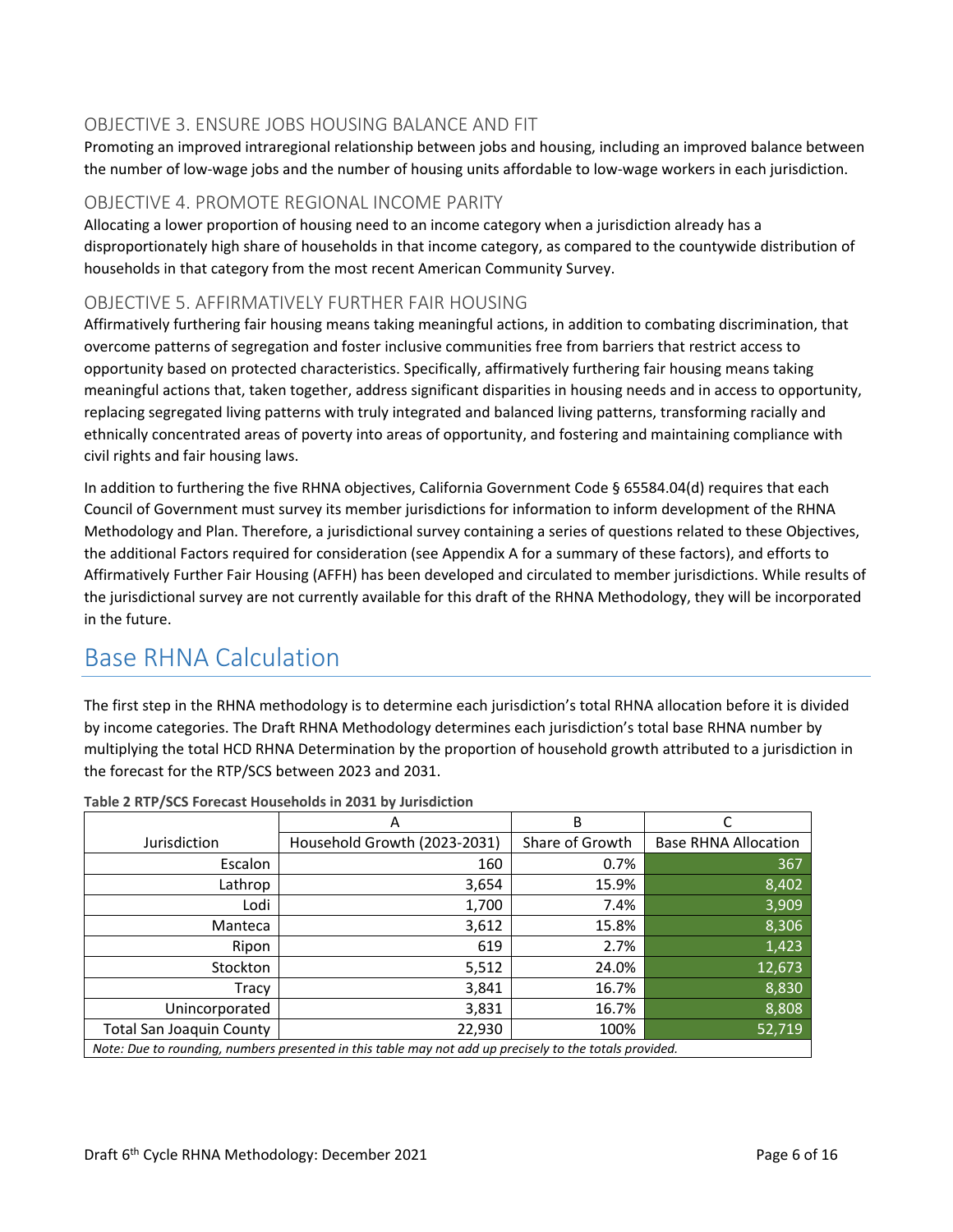### OBJECTIVE 3. ENSURE JOBS HOUSING BALANCE AND FIT

Promoting an improved intraregional relationship between jobs and housing, including an improved balance between the number of low-wage jobs and the number of housing units affordable to low-wage workers in each jurisdiction.

### OBJECTIVE 4. PROMOTE REGIONAL INCOME PARITY

Allocating a lower proportion of housing need to an income category when a jurisdiction already has a disproportionately high share of households in that income category, as compared to the countywide distribution of households in that category from the most recent American Community Survey.

### OBJECTIVE 5. AFFIRMATIVELY FURTHER FAIR HOUSING

Affirmatively furthering fair housing means taking meaningful actions, in addition to combating discrimination, that overcome patterns of segregation and foster inclusive communities free from barriers that restrict access to opportunity based on protected characteristics. Specifically, affirmatively furthering fair housing means taking meaningful actions that, taken together, address significant disparities in housing needs and in access to opportunity, replacing segregated living patterns with truly integrated and balanced living patterns, transforming racially and ethnically concentrated areas of poverty into areas of opportunity, and fostering and maintaining compliance with civil rights and fair housing laws.

In addition to furthering the five RHNA objectives, California Government Code § 65584.04(d) requires that each Council of Government must survey its member jurisdictions for information to inform development of the RHNA Methodology and Plan. Therefore, a jurisdictional survey containing a series of questions related to these Objectives, the additional Factors required for consideration (see Appendix A for a summary of these factors), and efforts to Affirmatively Further Fair Housing (AFFH) has been developed and circulated to member jurisdictions. While results of the jurisdictional survey are not currently available for this draft of the RHNA Methodology, they will be incorporated in the future.

## Base RHNA Calculation

The first step in the RHNA methodology is to determine each jurisdiction's total RHNA allocation before it is divided by income categories. The Draft RHNA Methodology determines each jurisdiction's total base RHNA number by multiplying the total HCD RHNA Determination by the proportion of household growth attributed to a jurisdiction in the forecast for the RTP/SCS between 2023 and 2031.

**Table 2 RTP/SCS Forecast Households in 2031 by Jurisdiction**

| | A | B | C |
|---|---|---|---|
| Jurisdiction | Household Growth (2023-2031) | Share of Growth | Base RHNA Allocation |
| Escalon | 160 | 0.7% | 367 |
| Lathrop | 3,654 | 15.9% | 8,402 |
| Lodi | 1,700 | 7.4% | 3,909 |
| Manteca | 3,612 | 15.8% | 8,306 |
| Ripon | 619 | 2.7% | 1,423 |
| Stockton | 5,512 | 24.0% | 12,673 |
| Tracy | 3,841 | 16.7% | 8,830 |
| Unincorporated | 3,831 | 16.7% | 8,808 |
| Total San Joaquin County | 22,930 | 100% | 52,719 |

*Note: Due to rounding, numbers presented in this table may not add up precisely to the totals provided.*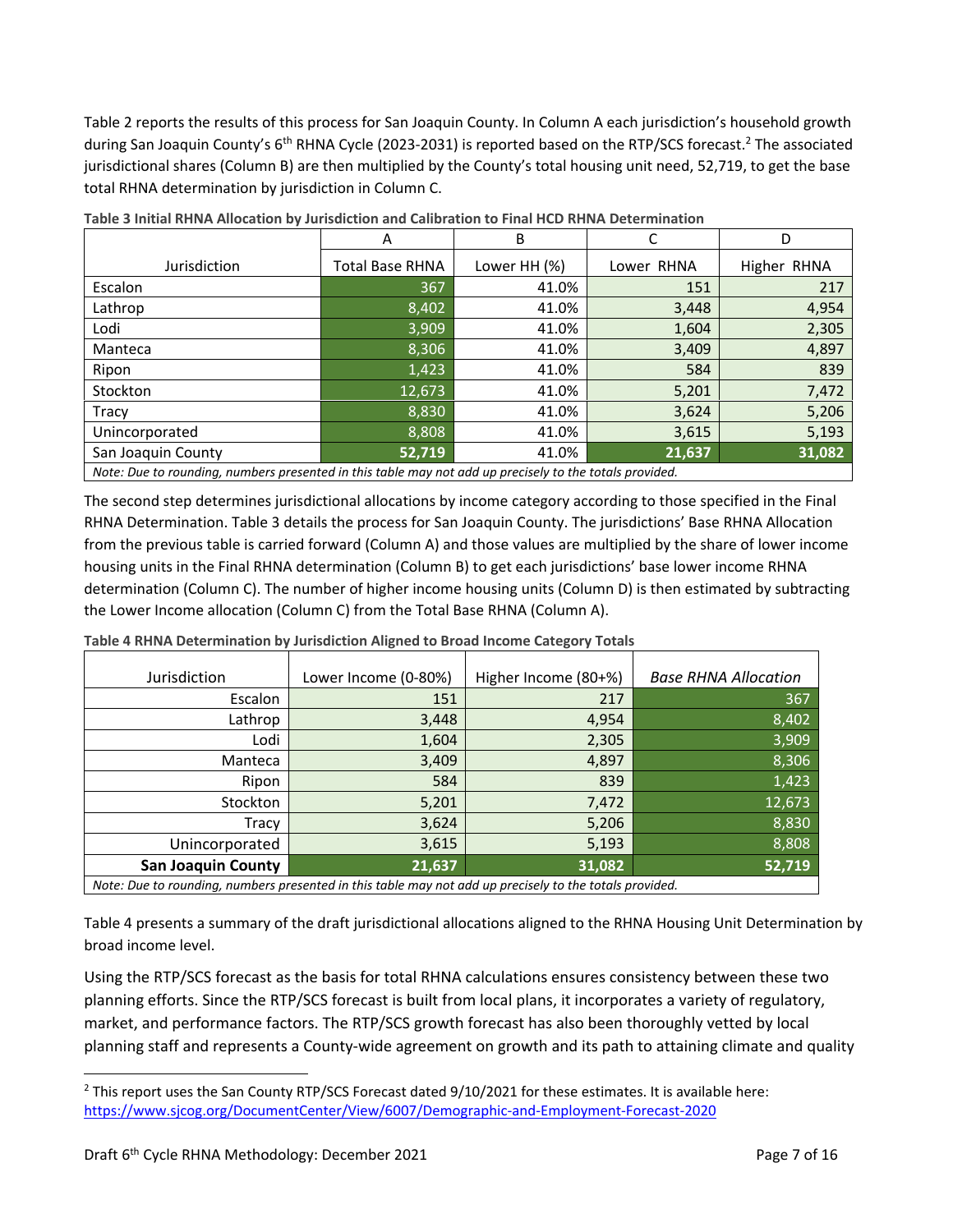Table 2 reports the results of this process for San Joaquin County. In Column A each jurisdiction's household growth during San Joaquin County's 6th RHNA Cycle (2023-2031) is reported based on the RTP/SCS forecast.[2] The associated jurisdictional shares (Column B) are then multiplied by the County's total housing unit need, 52,719, to get the base total RHNA determination by jurisdiction in Column C.

**Table 3 Initial RHNA Allocation by Jurisdiction and Calibration to Final HCD RHNA Determination**

| | A | B | C | D |
|---|---|---|---|---|
| Jurisdiction | Total Base RHNA | Lower HH (%) | Lower RHNA | Higher RHNA |
| Escalon | 367 | 41.0% | 151 | 217 |
| Lathrop | 8,402 | 41.0% | 3,448 | 4,954 |
| Lodi | 3,909 | 41.0% | 1,604 | 2,305 |
| Manteca | 8,306 | 41.0% | 3,409 | 4,897 |
| Ripon | 1,423 | 41.0% | 584 | 839 |
| Stockton | 12,673 | 41.0% | 5,201 | 7,472 |
| Tracy | 8,830 | 41.0% | 3,624 | 5,206 |
| Unincorporated | 8,808 | 41.0% | 3,615 | 5,193 |
| San Joaquin County | **52,719** | 41.0% | **21,637** | **31,082** |

*Note: Due to rounding, numbers presented in this table may not add up precisely to the totals provided.*

The second step determines jurisdictional allocations by income category according to those specified in the Final RHNA Determination. Table 3 details the process for San Joaquin County. The jurisdictions' Base RHNA Allocation from the previous table is carried forward (Column A) and those values are multiplied by the share of lower income housing units in the Final RHNA determination (Column B) to get each jurisdictions' base lower income RHNA determination (Column C). The number of higher income housing units (Column D) is then estimated by subtracting the Lower Income allocation (Column C) from the Total Base RHNA (Column A).

**Table 4 RHNA Determination by Jurisdiction Aligned to Broad Income Category Totals**

| Jurisdiction | Lower Income (0-80%) | Higher Income (80+%) | *Base RHNA Allocation* |
|---|---|---|---|
| Escalon | 151 | 217 | 367 |
| Lathrop | 3,448 | 4,954 | 8,402 |
| Lodi | 1,604 | 2,305 | 3,909 |
| Manteca | 3,409 | 4,897 | 8,306 |
| Ripon | 584 | 839 | 1,423 |
| Stockton | 5,201 | 7,472 | 12,673 |
| Tracy | 3,624 | 5,206 | 8,830 |
| Unincorporated | 3,615 | 5,193 | 8,808 |
| **San Joaquin County** | **21,637** | **31,082** | **52,719** |

*Note: Due to rounding, numbers presented in this table may not add up precisely to the totals provided.*

Table 4 presents a summary of the draft jurisdictional allocations aligned to the RHNA Housing Unit Determination by broad income level.

Using the RTP/SCS forecast as the basis for total RHNA calculations ensures consistency between these two planning efforts. Since the RTP/SCS forecast is built from local plans, it incorporates a variety of regulatory, market, and performance factors. The RTP/SCS growth forecast has also been thoroughly vetted by local planning staff and represents a County-wide agreement on growth and its path to attaining climate and quality

[2] This report uses the San County RTP/SCS Forecast dated 9/10/2021 for these estimates. It is available here: https://www.sjcog.org/DocumentCenter/View/6007/Demographic-and-Employment-Forecast-2020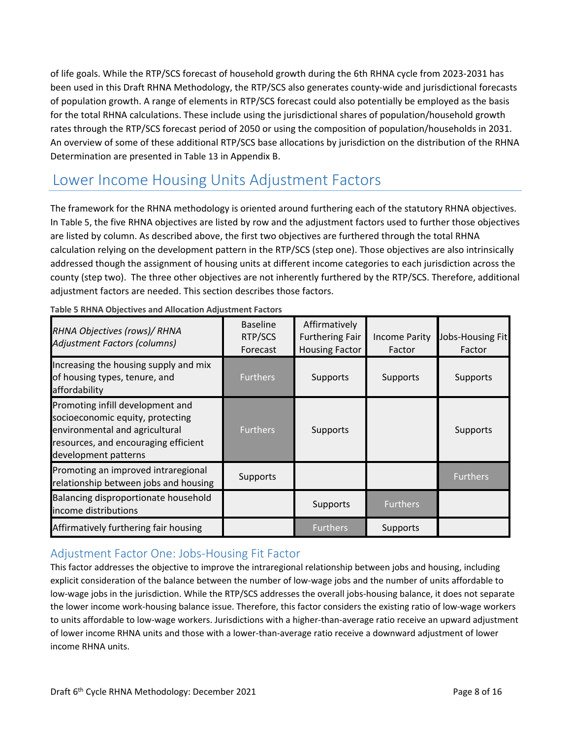of life goals. While the RTP/SCS forecast of household growth during the 6th RHNA cycle from 2023-2031 has been used in this Draft RHNA Methodology, the RTP/SCS also generates county-wide and jurisdictional forecasts of population growth. A range of elements in RTP/SCS forecast could also potentially be employed as the basis for the total RHNA calculations. These include using the jurisdictional shares of population/household growth rates through the RTP/SCS forecast period of 2050 or using the composition of population/households in 2031. An overview of some of these additional RTP/SCS base allocations by jurisdiction on the distribution of the RHNA Determination are presented in Table 13 in Appendix B.

## Lower Income Housing Units Adjustment Factors

The framework for the RHNA methodology is oriented around furthering each of the statutory RHNA objectives. In Table 5, the five RHNA objectives are listed by row and the adjustment factors used to further those objectives are listed by column. As described above, the first two objectives are furthered through the total RHNA calculation relying on the development pattern in the RTP/SCS (step one). Those objectives are also intrinsically addressed though the assignment of housing units at different income categories to each jurisdiction across the county (step two). The three other objectives are not inherently furthered by the RTP/SCS. Therefore, additional adjustment factors are needed. This section describes those factors.

**Table 5 RHNA Objectives and Allocation Adjustment Factors**

| *RHNA Objectives (rows)/ RHNA Adjustment Factors (columns)* | Baseline RTP/SCS Forecast | Affirmatively Furthering Fair Housing Factor | Income Parity Factor | Jobs-Housing Fit Factor |
|---|---|---|---|---|
| Increasing the housing supply and mix of housing types, tenure, and affordability | Furthers | Supports | Supports | Supports |
| Promoting infill development and socioeconomic equity, protecting environmental and agricultural resources, and encouraging efficient development patterns | Furthers | Supports | | Supports |
| Promoting an improved intraregional relationship between jobs and housing | Supports | | | Furthers |
| Balancing disproportionate household income distributions | | Supports | Furthers | |
| Affirmatively furthering fair housing | | Furthers | Supports | |

### Adjustment Factor One: Jobs-Housing Fit Factor

This factor addresses the objective to improve the intraregional relationship between jobs and housing, including explicit consideration of the balance between the number of low-wage jobs and the number of units affordable to low-wage jobs in the jurisdiction. While the RTP/SCS addresses the overall jobs-housing balance, it does not separate the lower income work-housing balance issue. Therefore, this factor considers the existing ratio of low-wage workers to units affordable to low-wage workers. Jurisdictions with a higher-than-average ratio receive an upward adjustment of lower income RHNA units and those with a lower-than-average ratio receive a downward adjustment of lower income RHNA units.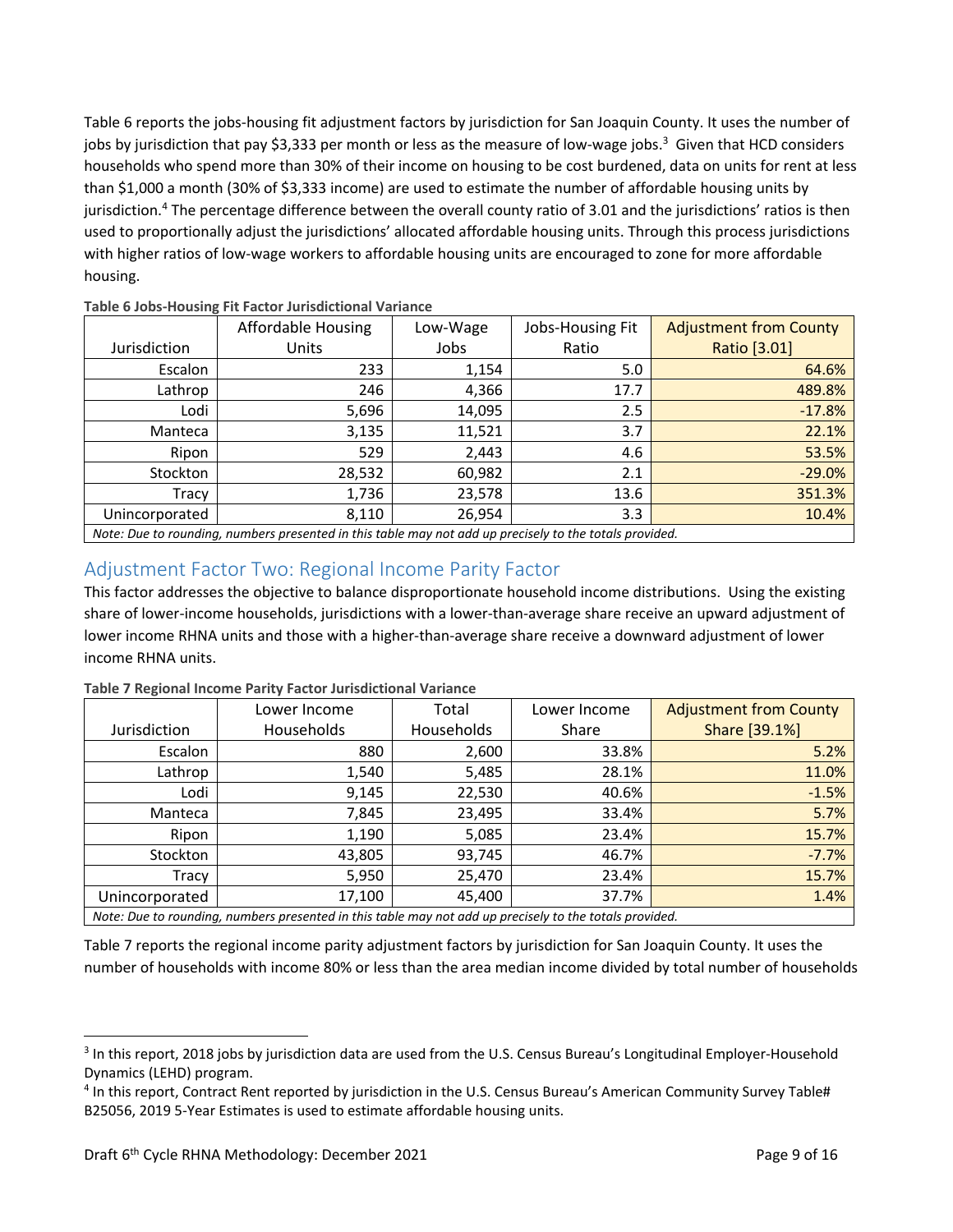Table 6 reports the jobs-housing fit adjustment factors by jurisdiction for San Joaquin County. It uses the number of jobs by jurisdiction that pay $3,333 per month or less as the measure of low-wage jobs.[3] Given that HCD considers households who spend more than 30% of their income on housing to be cost burdened, data on units for rent at less than $1,000 a month (30% of $3,333 income) are used to estimate the number of affordable housing units by jurisdiction.[4] The percentage difference between the overall county ratio of 3.01 and the jurisdictions' ratios is then used to proportionally adjust the jurisdictions' allocated affordable housing units. Through this process jurisdictions with higher ratios of low-wage workers to affordable housing units are encouraged to zone for more affordable housing.

**Table 6 Jobs-Housing Fit Factor Jurisdictional Variance**

| Jurisdiction | Affordable Housing Units | Low-Wage Jobs | Jobs-Housing Fit Ratio | Adjustment from County Ratio [3.01] |
|---|---|---|---|---|
| Escalon | 233 | 1,154 | 5.0 | 64.6% |
| Lathrop | 246 | 4,366 | 17.7 | 489.8% |
| Lodi | 5,696 | 14,095 | 2.5 | -17.8% |
| Manteca | 3,135 | 11,521 | 3.7 | 22.1% |
| Ripon | 529 | 2,443 | 4.6 | 53.5% |
| Stockton | 28,532 | 60,982 | 2.1 | -29.0% |
| Tracy | 1,736 | 23,578 | 13.6 | 351.3% |
| Unincorporated | 8,110 | 26,954 | 3.3 | 10.4% |

*Note: Due to rounding, numbers presented in this table may not add up precisely to the totals provided.*

## Adjustment Factor Two: Regional Income Parity Factor

This factor addresses the objective to balance disproportionate household income distributions. Using the existing share of lower-income households, jurisdictions with a lower-than-average share receive an upward adjustment of lower income RHNA units and those with a higher-than-average share receive a downward adjustment of lower income RHNA units.

**Table 7 Regional Income Parity Factor Jurisdictional Variance**

| Jurisdiction | Lower Income Households | Total Households | Lower Income Share | Adjustment from County Share [39.1%] |
|---|---|---|---|---|
| Escalon | 880 | 2,600 | 33.8% | 5.2% |
| Lathrop | 1,540 | 5,485 | 28.1% | 11.0% |
| Lodi | 9,145 | 22,530 | 40.6% | -1.5% |
| Manteca | 7,845 | 23,495 | 33.4% | 5.7% |
| Ripon | 1,190 | 5,085 | 23.4% | 15.7% |
| Stockton | 43,805 | 93,745 | 46.7% | -7.7% |
| Tracy | 5,950 | 25,470 | 23.4% | 15.7% |
| Unincorporated | 17,100 | 45,400 | 37.7% | 1.4% |

*Note: Due to rounding, numbers presented in this table may not add up precisely to the totals provided.*

Table 7 reports the regional income parity adjustment factors by jurisdiction for San Joaquin County. It uses the number of households with income 80% or less than the area median income divided by total number of households

---

[3] In this report, 2018 jobs by jurisdiction data are used from the U.S. Census Bureau's Longitudinal Employer-Household Dynamics (LEHD) program.

[4] In this report, Contract Rent reported by jurisdiction in the U.S. Census Bureau's American Community Survey Table# B25056, 2019 5-Year Estimates is used to estimate affordable housing units.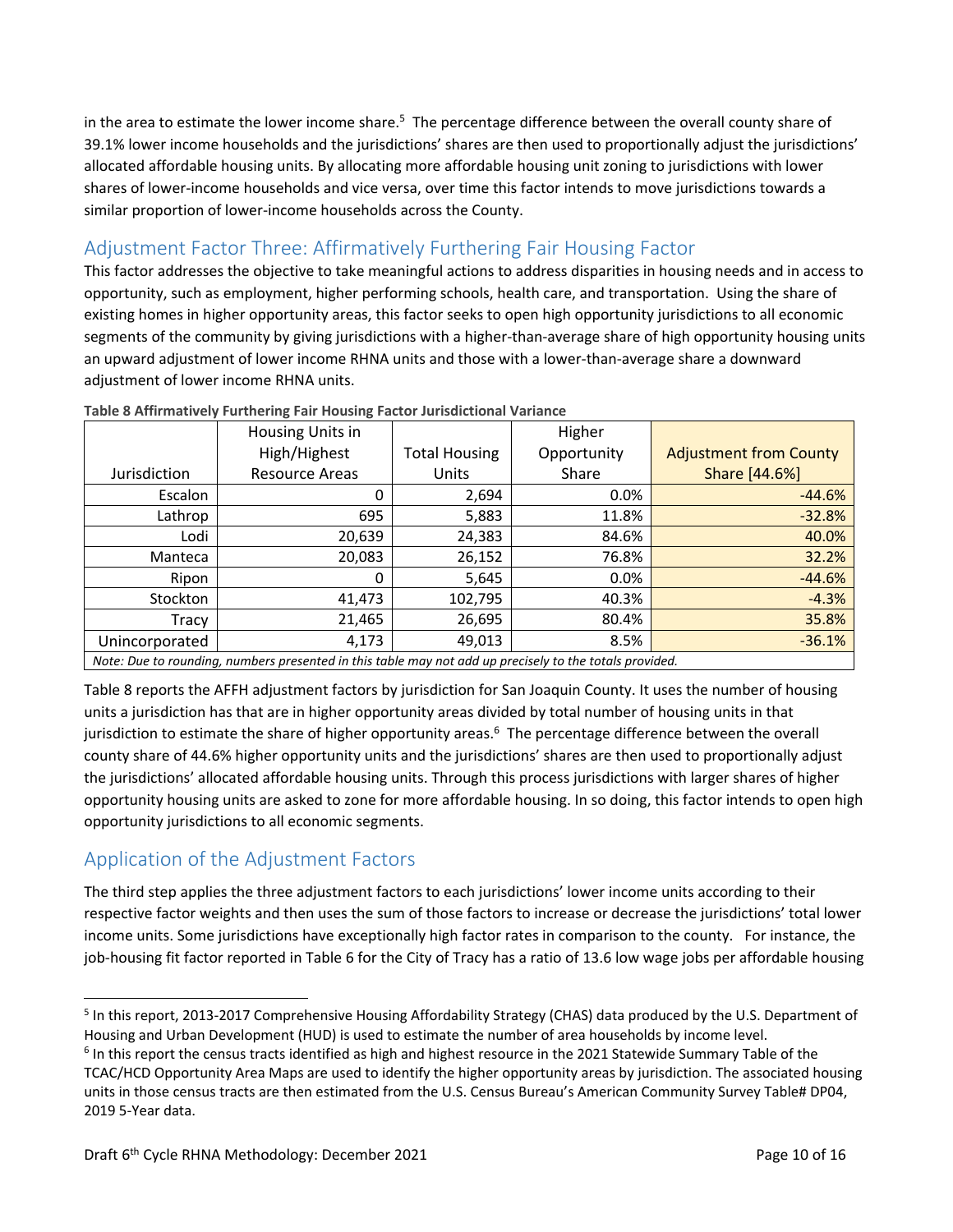in the area to estimate the lower income share.[5] The percentage difference between the overall county share of 39.1% lower income households and the jurisdictions' shares are then used to proportionally adjust the jurisdictions' allocated affordable housing units. By allocating more affordable housing unit zoning to jurisdictions with lower shares of lower-income households and vice versa, over time this factor intends to move jurisdictions towards a similar proportion of lower-income households across the County.

## Adjustment Factor Three: Affirmatively Furthering Fair Housing Factor

This factor addresses the objective to take meaningful actions to address disparities in housing needs and in access to opportunity, such as employment, higher performing schools, health care, and transportation. Using the share of existing homes in higher opportunity areas, this factor seeks to open high opportunity jurisdictions to all economic segments of the community by giving jurisdictions with a higher-than-average share of high opportunity housing units an upward adjustment of lower income RHNA units and those with a lower-than-average share a downward adjustment of lower income RHNA units.

**Table 8 Affirmatively Furthering Fair Housing Factor Jurisdictional Variance**

| Jurisdiction | Housing Units in High/Highest Resource Areas | Total Housing Units | Higher Opportunity Share | Adjustment from County Share [44.6%] |
|---|---|---|---|---|
| Escalon | 0 | 2,694 | 0.0% | -44.6% |
| Lathrop | 695 | 5,883 | 11.8% | -32.8% |
| Lodi | 20,639 | 24,383 | 84.6% | 40.0% |
| Manteca | 20,083 | 26,152 | 76.8% | 32.2% |
| Ripon | 0 | 5,645 | 0.0% | -44.6% |
| Stockton | 41,473 | 102,795 | 40.3% | -4.3% |
| Tracy | 21,465 | 26,695 | 80.4% | 35.8% |
| Unincorporated | 4,173 | 49,013 | 8.5% | -36.1% |

*Note: Due to rounding, numbers presented in this table may not add up precisely to the totals provided.*

Table 8 reports the AFFH adjustment factors by jurisdiction for San Joaquin County. It uses the number of housing units a jurisdiction has that are in higher opportunity areas divided by total number of housing units in that jurisdiction to estimate the share of higher opportunity areas.[6] The percentage difference between the overall county share of 44.6% higher opportunity units and the jurisdictions' shares are then used to proportionally adjust the jurisdictions' allocated affordable housing units. Through this process jurisdictions with larger shares of higher opportunity housing units are asked to zone for more affordable housing. In so doing, this factor intends to open high opportunity jurisdictions to all economic segments.

## Application of the Adjustment Factors

The third step applies the three adjustment factors to each jurisdictions' lower income units according to their respective factor weights and then uses the sum of those factors to increase or decrease the jurisdictions' total lower income units. Some jurisdictions have exceptionally high factor rates in comparison to the county. For instance, the job-housing fit factor reported in Table 6 for the City of Tracy has a ratio of 13.6 low wage jobs per affordable housing

---

[5] In this report, 2013-2017 Comprehensive Housing Affordability Strategy (CHAS) data produced by the U.S. Department of Housing and Urban Development (HUD) is used to estimate the number of area households by income level.

[6] In this report the census tracts identified as high and highest resource in the 2021 Statewide Summary Table of the TCAC/HCD Opportunity Area Maps are used to identify the higher opportunity areas by jurisdiction. The associated housing units in those census tracts are then estimated from the U.S. Census Bureau's American Community Survey Table# DP04, 2019 5-Year data.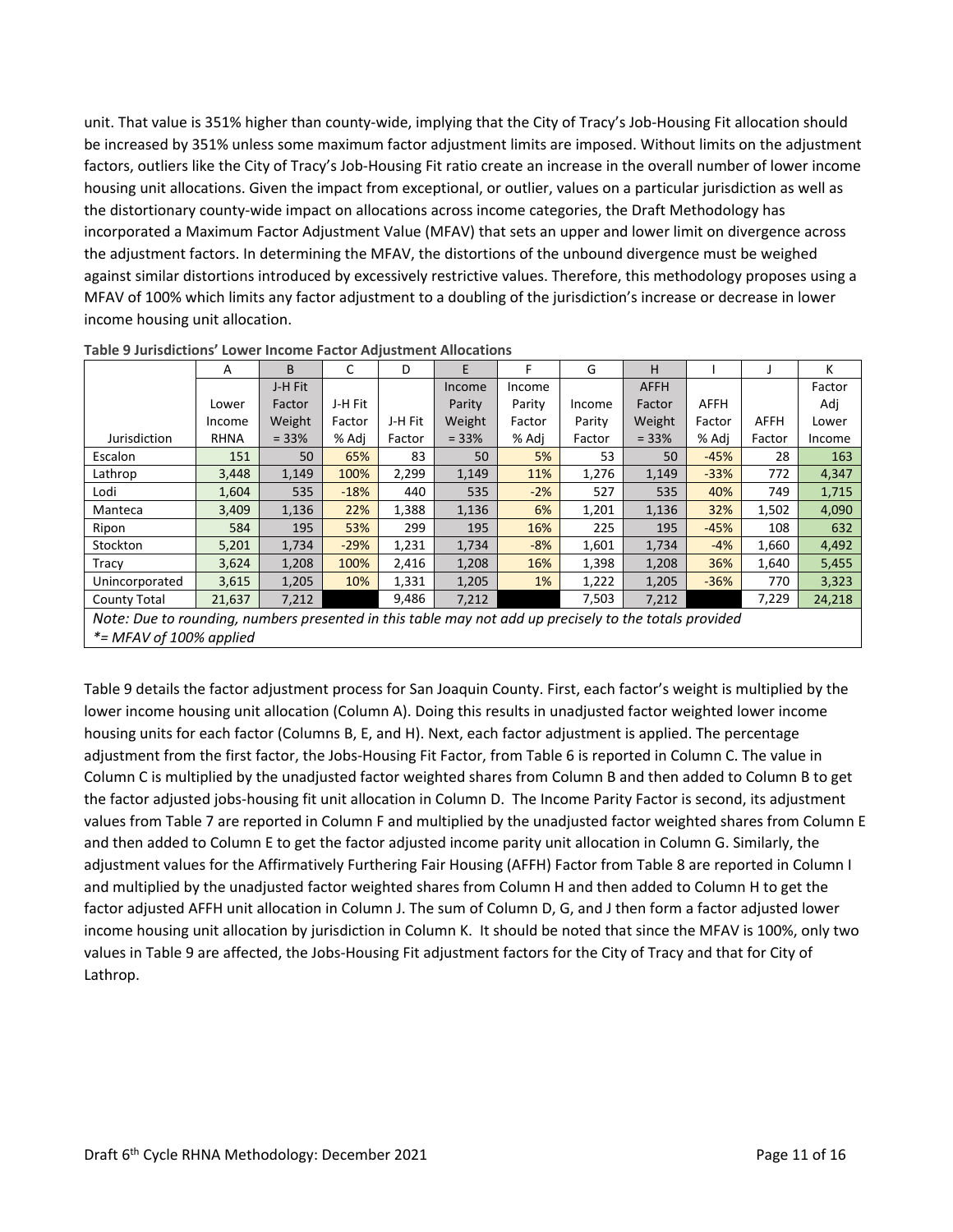unit. That value is 351% higher than county-wide, implying that the City of Tracy's Job-Housing Fit allocation should be increased by 351% unless some maximum factor adjustment limits are imposed. Without limits on the adjustment factors, outliers like the City of Tracy's Job-Housing Fit ratio create an increase in the overall number of lower income housing unit allocations. Given the impact from exceptional, or outlier, values on a particular jurisdiction as well as the distortionary county-wide impact on allocations across income categories, the Draft Methodology has incorporated a Maximum Factor Adjustment Value (MFAV) that sets an upper and lower limit on divergence across the adjustment factors. In determining the MFAV, the distortions of the unbound divergence must be weighed against similar distortions introduced by excessively restrictive values. Therefore, this methodology proposes using a MFAV of 100% which limits any factor adjustment to a doubling of the jurisdiction's increase or decrease in lower income housing unit allocation.

**Table 9 Jurisdictions' Lower Income Factor Adjustment Allocations**

| | A | B | C | D | E | F | G | H | I | J | K |
|---|---|---|---|---|---|---|---|---|---|---|---|
| Jurisdiction | Lower Income RHNA | J-H Fit Factor Weight = 33% | J-H Fit Factor % Adj | J-H Fit Factor | Income Parity Weight = 33% | Income Parity Factor % Adj | Income Parity Factor | AFFH Factor Weight = 33% | AFFH Factor % Adj | AFFH Factor | Factor Adj Lower Income |
| Escalon | 151 | 50 | 65% | 83 | 50 | 5% | 53 | 50 | -45% | 28 | 163 |
| Lathrop | 3,448 | 1,149 | 100% | 2,299 | 1,149 | 11% | 1,276 | 1,149 | -33% | 772 | 4,347 |
| Lodi | 1,604 | 535 | -18% | 440 | 535 | -2% | 527 | 535 | 40% | 749 | 1,715 |
| Manteca | 3,409 | 1,136 | 22% | 1,388 | 1,136 | 6% | 1,201 | 1,136 | 32% | 1,502 | 4,090 |
| Ripon | 584 | 195 | 53% | 299 | 195 | 16% | 225 | 195 | -45% | 108 | 632 |
| Stockton | 5,201 | 1,734 | -29% | 1,231 | 1,734 | -8% | 1,601 | 1,734 | -4% | 1,660 | 4,492 |
| Tracy | 3,624 | 1,208 | 100% | 2,416 | 1,208 | 16% | 1,398 | 1,208 | 36% | 1,640 | 5,455 |
| Unincorporated | 3,615 | 1,205 | 10% | 1,331 | 1,205 | 1% | 1,222 | 1,205 | -36% | 770 | 3,323 |
| County Total | 21,637 | 7,212 | | 9,486 | 7,212 | | 7,503 | 7,212 | | 7,229 | 24,218 |

*Note: Due to rounding, numbers presented in this table may not add up precisely to the totals provided*
*\*= MFAV of 100% applied*

Table 9 details the factor adjustment process for San Joaquin County. First, each factor's weight is multiplied by the lower income housing unit allocation (Column A). Doing this results in unadjusted factor weighted lower income housing units for each factor (Columns B, E, and H). Next, each factor adjustment is applied. The percentage adjustment from the first factor, the Jobs-Housing Fit Factor, from Table 6 is reported in Column C. The value in Column C is multiplied by the unadjusted factor weighted shares from Column B and then added to Column B to get the factor adjusted jobs-housing fit unit allocation in Column D. The Income Parity Factor is second, its adjustment values from Table 7 are reported in Column F and multiplied by the unadjusted factor weighted shares from Column E and then added to Column E to get the factor adjusted income parity unit allocation in Column G. Similarly, the adjustment values for the Affirmatively Furthering Fair Housing (AFFH) Factor from Table 8 are reported in Column I and multiplied by the unadjusted factor weighted shares from Column H and then added to Column H to get the factor adjusted AFFH unit allocation in Column J. The sum of Column D, G, and J then form a factor adjusted lower income housing unit allocation by jurisdiction in Column K. It should be noted that since the MFAV is 100%, only two values in Table 9 are affected, the Jobs-Housing Fit adjustment factors for the City of Tracy and that for City of Lathrop.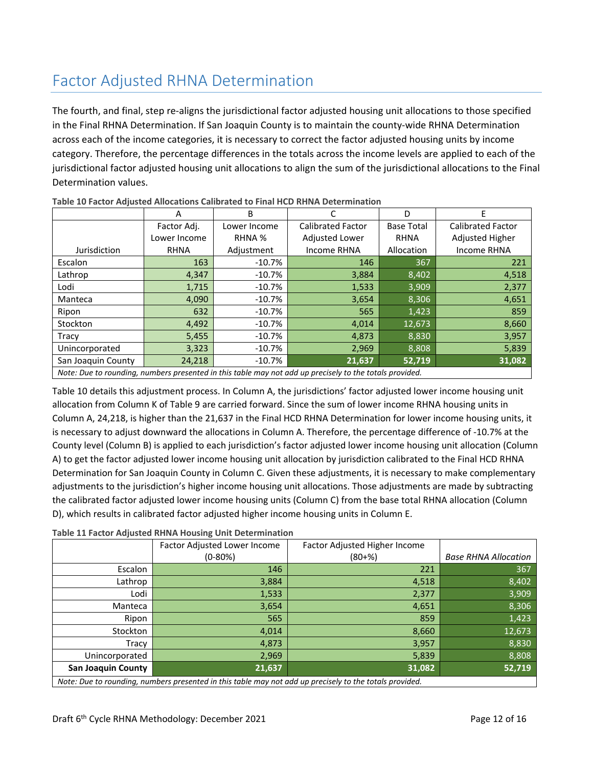# Factor Adjusted RHNA Determination

The fourth, and final, step re-aligns the jurisdictional factor adjusted housing unit allocations to those specified in the Final RHNA Determination. If San Joaquin County is to maintain the county-wide RHNA Determination across each of the income categories, it is necessary to correct the factor adjusted housing units by income category. Therefore, the percentage differences in the totals across the income levels are applied to each of the jurisdictional factor adjusted housing unit allocations to align the sum of the jurisdictional allocations to the Final Determination values.

**Table 10 Factor Adjusted Allocations Calibrated to Final HCD RHNA Determination**

| | A | B | C | D | E |
|---|---|---|---|---|---|
| Jurisdiction | Factor Adj. Lower Income RHNA | Lower Income RHNA % Adjustment | Calibrated Factor Adjusted Lower Income RHNA | Base Total RHNA Allocation | Calibrated Factor Adjusted Higher Income RHNA |
| Escalon | 163 | -10.7% | 146 | 367 | 221 |
| Lathrop | 4,347 | -10.7% | 3,884 | 8,402 | 4,518 |
| Lodi | 1,715 | -10.7% | 1,533 | 3,909 | 2,377 |
| Manteca | 4,090 | -10.7% | 3,654 | 8,306 | 4,651 |
| Ripon | 632 | -10.7% | 565 | 1,423 | 859 |
| Stockton | 4,492 | -10.7% | 4,014 | 12,673 | 8,660 |
| Tracy | 5,455 | -10.7% | 4,873 | 8,830 | 3,957 |
| Unincorporated | 3,323 | -10.7% | 2,969 | 8,808 | 5,839 |
| San Joaquin County | 24,218 | -10.7% | **21,637** | **52,719** | **31,082** |

*Note: Due to rounding, numbers presented in this table may not add up precisely to the totals provided.*

Table 10 details this adjustment process. In Column A, the jurisdictions' factor adjusted lower income housing unit allocation from Column K of Table 9 are carried forward. Since the sum of lower income RHNA housing units in Column A, 24,218, is higher than the 21,637 in the Final HCD RHNA Determination for lower income housing units, it is necessary to adjust downward the allocations in Column A. Therefore, the percentage difference of -10.7% at the County level (Column B) is applied to each jurisdiction's factor adjusted lower income housing unit allocation (Column A) to get the factor adjusted lower income housing unit allocation by jurisdiction calibrated to the Final HCD RHNA Determination for San Joaquin County in Column C. Given these adjustments, it is necessary to make complementary adjustments to the jurisdiction's higher income housing unit allocations. Those adjustments are made by subtracting the calibrated factor adjusted lower income housing units (Column C) from the base total RHNA allocation (Column D), which results in calibrated factor adjusted higher income housing units in Column E.

**Table 11 Factor Adjusted RHNA Housing Unit Determination**

| | Factor Adjusted Lower Income (0-80%) | Factor Adjusted Higher Income (80+%) | *Base RHNA Allocation* |
|---|---|---|---|
| Escalon | 146 | 221 | 367 |
| Lathrop | 3,884 | 4,518 | 8,402 |
| Lodi | 1,533 | 2,377 | 3,909 |
| Manteca | 3,654 | 4,651 | 8,306 |
| Ripon | 565 | 859 | 1,423 |
| Stockton | 4,014 | 8,660 | 12,673 |
| Tracy | 4,873 | 3,957 | 8,830 |
| Unincorporated | 2,969 | 5,839 | 8,808 |
| **San Joaquin County** | **21,637** | **31,082** | **52,719** |

*Note: Due to rounding, numbers presented in this table may not add up precisely to the totals provided.*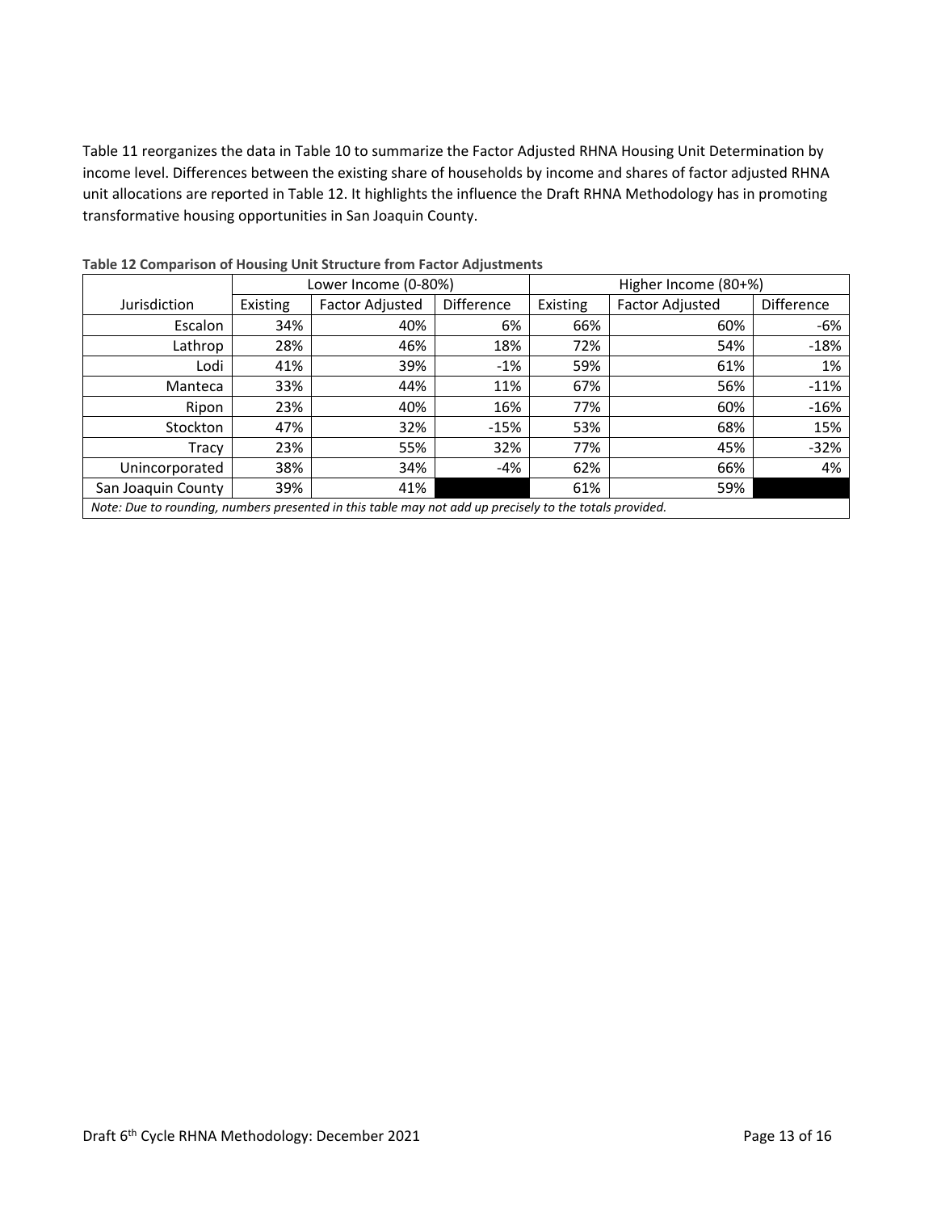Table 11 reorganizes the data in Table 10 to summarize the Factor Adjusted RHNA Housing Unit Determination by income level. Differences between the existing share of households by income and shares of factor adjusted RHNA unit allocations are reported in Table 12. It highlights the influence the Draft RHNA Methodology has in promoting transformative housing opportunities in San Joaquin County.

**Table 12 Comparison of Housing Unit Structure from Factor Adjustments**

| | Lower Income (0-80%) | | | Higher Income (80+%) | | |
|---|---|---|---|---|---|---|
| Jurisdiction | Existing | Factor Adjusted | Difference | Existing | Factor Adjusted | Difference |
| Escalon | 34% | 40% | 6% | 66% | 60% | -6% |
| Lathrop | 28% | 46% | 18% | 72% | 54% | -18% |
| Lodi | 41% | 39% | -1% | 59% | 61% | 1% |
| Manteca | 33% | 44% | 11% | 67% | 56% | -11% |
| Ripon | 23% | 40% | 16% | 77% | 60% | -16% |
| Stockton | 47% | 32% | -15% | 53% | 68% | 15% |
| Tracy | 23% | 55% | 32% | 77% | 45% | -32% |
| Unincorporated | 38% | 34% | -4% | 62% | 66% | 4% |
| San Joaquin County | 39% | 41% | | 61% | 59% | |

*Note: Due to rounding, numbers presented in this table may not add up precisely to the totals provided.*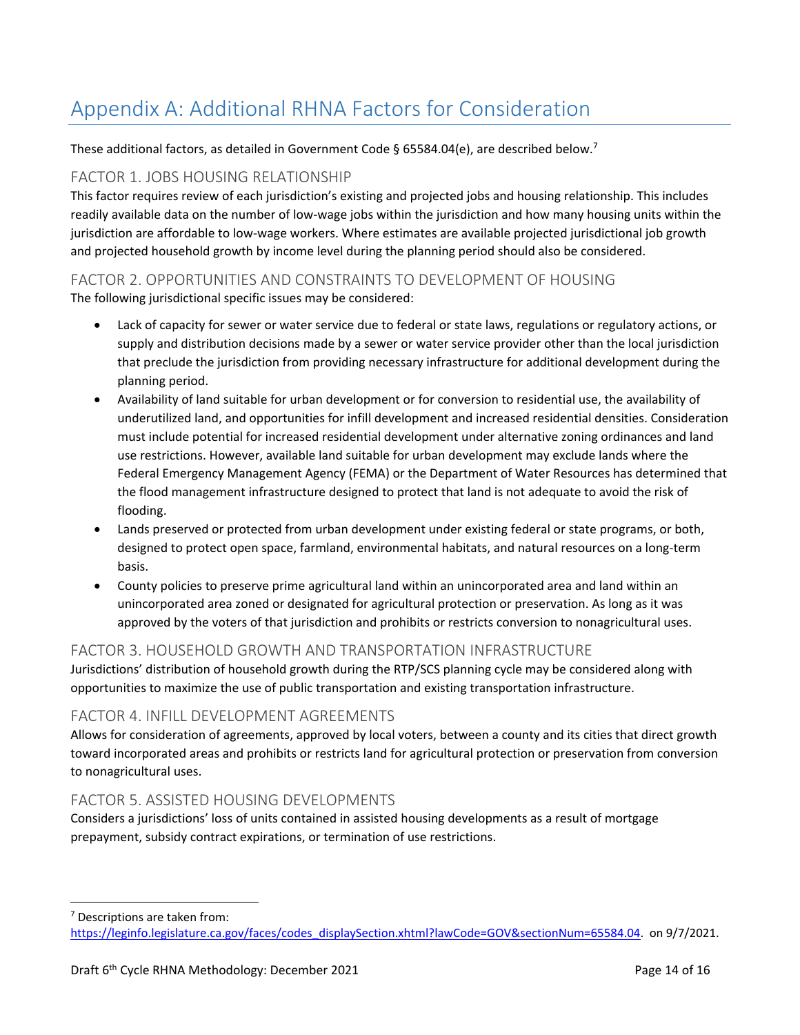# Appendix A: Additional RHNA Factors for Consideration

These additional factors, as detailed in Government Code § 65584.04(e), are described below.[7]

## FACTOR 1. JOBS HOUSING RELATIONSHIP

This factor requires review of each jurisdiction's existing and projected jobs and housing relationship. This includes readily available data on the number of low-wage jobs within the jurisdiction and how many housing units within the jurisdiction are affordable to low-wage workers. Where estimates are available projected jurisdictional job growth and projected household growth by income level during the planning period should also be considered.

## FACTOR 2. OPPORTUNITIES AND CONSTRAINTS TO DEVELOPMENT OF HOUSING

The following jurisdictional specific issues may be considered:

- Lack of capacity for sewer or water service due to federal or state laws, regulations or regulatory actions, or supply and distribution decisions made by a sewer or water service provider other than the local jurisdiction that preclude the jurisdiction from providing necessary infrastructure for additional development during the planning period.
- Availability of land suitable for urban development or for conversion to residential use, the availability of underutilized land, and opportunities for infill development and increased residential densities. Consideration must include potential for increased residential development under alternative zoning ordinances and land use restrictions. However, available land suitable for urban development may exclude lands where the Federal Emergency Management Agency (FEMA) or the Department of Water Resources has determined that the flood management infrastructure designed to protect that land is not adequate to avoid the risk of flooding.
- Lands preserved or protected from urban development under existing federal or state programs, or both, designed to protect open space, farmland, environmental habitats, and natural resources on a long-term basis.
- County policies to preserve prime agricultural land within an unincorporated area and land within an unincorporated area zoned or designated for agricultural protection or preservation. As long as it was approved by the voters of that jurisdiction and prohibits or restricts conversion to nonagricultural uses.

## FACTOR 3. HOUSEHOLD GROWTH AND TRANSPORTATION INFRASTRUCTURE

Jurisdictions' distribution of household growth during the RTP/SCS planning cycle may be considered along with opportunities to maximize the use of public transportation and existing transportation infrastructure.

## FACTOR 4. INFILL DEVELOPMENT AGREEMENTS

Allows for consideration of agreements, approved by local voters, between a county and its cities that direct growth toward incorporated areas and prohibits or restricts land for agricultural protection or preservation from conversion to nonagricultural uses.

## FACTOR 5. ASSISTED HOUSING DEVELOPMENTS

Considers a jurisdictions' loss of units contained in assisted housing developments as a result of mortgage prepayment, subsidy contract expirations, or termination of use restrictions.

---

[7] Descriptions are taken from: https://leginfo.legislature.ca.gov/faces/codes_displaySection.xhtml?lawCode=GOV&sectionNum=65584.04. on 9/7/2021.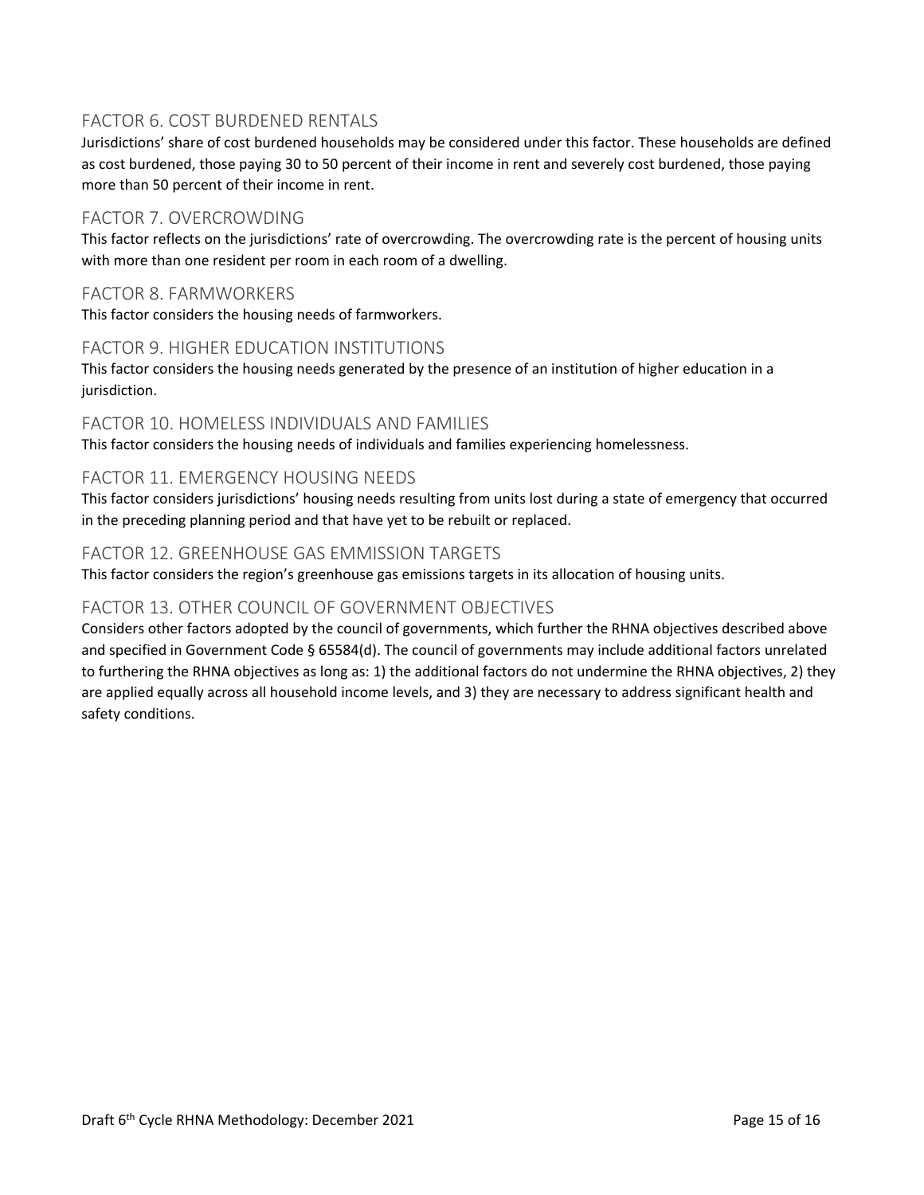## FACTOR 6. COST BURDENED RENTALS

Jurisdictions' share of cost burdened households may be considered under this factor. These households are defined as cost burdened, those paying 30 to 50 percent of their income in rent and severely cost burdened, those paying more than 50 percent of their income in rent.

## FACTOR 7. OVERCROWDING

This factor reflects on the jurisdictions' rate of overcrowding. The overcrowding rate is the percent of housing units with more than one resident per room in each room of a dwelling.

## FACTOR 8. FARMWORKERS

This factor considers the housing needs of farmworkers.

## FACTOR 9. HIGHER EDUCATION INSTITUTIONS

This factor considers the housing needs generated by the presence of an institution of higher education in a jurisdiction.

## FACTOR 10. HOMELESS INDIVIDUALS AND FAMILIES

This factor considers the housing needs of individuals and families experiencing homelessness.

## FACTOR 11. EMERGENCY HOUSING NEEDS

This factor considers jurisdictions' housing needs resulting from units lost during a state of emergency that occurred in the preceding planning period and that have yet to be rebuilt or replaced.

## FACTOR 12. GREENHOUSE GAS EMMISSION TARGETS

This factor considers the region's greenhouse gas emissions targets in its allocation of housing units.

## FACTOR 13. OTHER COUNCIL OF GOVERNMENT OBJECTIVES

Considers other factors adopted by the council of governments, which further the RHNA objectives described above and specified in Government Code § 65584(d). The council of governments may include additional factors unrelated to furthering the RHNA objectives as long as: 1) the additional factors do not undermine the RHNA objectives, 2) they are applied equally across all household income levels, and 3) they are necessary to address significant health and safety conditions.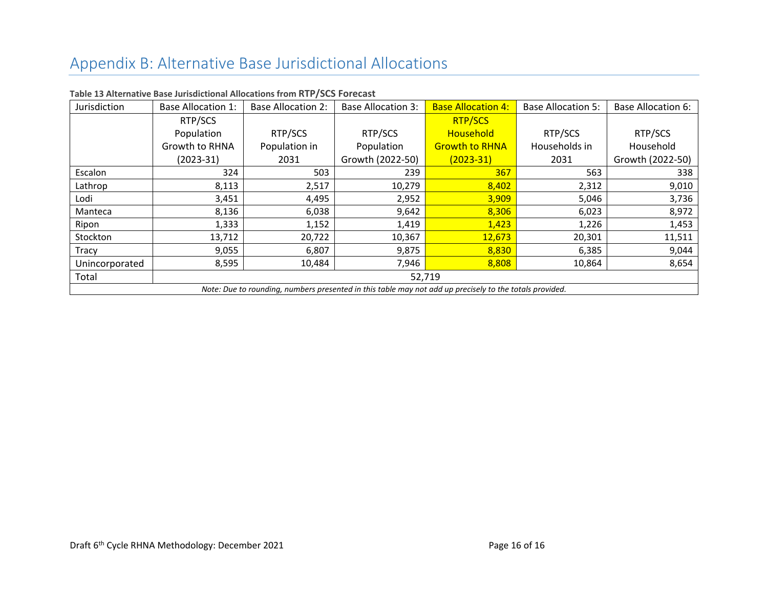# Appendix B: Alternative Base Jurisdictional Allocations

**Table 13 Alternative Base Jurisdictional Allocations from RTP/SCS Forecast**

| Jurisdiction | Base Allocation 1: RTP/SCS Population Growth to RHNA (2023-31) | Base Allocation 2: RTP/SCS Population in 2031 | Base Allocation 3: RTP/SCS Population Growth (2022-50) | Base Allocation 4: RTP/SCS Household Growth to RHNA (2023-31) | Base Allocation 5: RTP/SCS Households in 2031 | Base Allocation 6: RTP/SCS Household Growth (2022-50) |
|---|---|---|---|---|---|---|
| Escalon | 324 | 503 | 239 | 367 | 563 | 338 |
| Lathrop | 8,113 | 2,517 | 10,279 | 8,402 | 2,312 | 9,010 |
| Lodi | 3,451 | 4,495 | 2,952 | 3,909 | 5,046 | 3,736 |
| Manteca | 8,136 | 6,038 | 9,642 | 8,306 | 6,023 | 8,972 |
| Ripon | 1,333 | 1,152 | 1,419 | 1,423 | 1,226 | 1,453 |
| Stockton | 13,712 | 20,722 | 10,367 | 12,673 | 20,301 | 11,511 |
| Tracy | 9,055 | 6,807 | 9,875 | 8,830 | 6,385 | 9,044 |
| Unincorporated | 8,595 | 10,484 | 7,946 | 8,808 | 10,864 | 8,654 |
| Total | 52,719 | | | | | |

*Note: Due to rounding, numbers presented in this table may not add up precisely to the totals provided.*

Draft 6th Cycle RHNA Methodology: December 2021